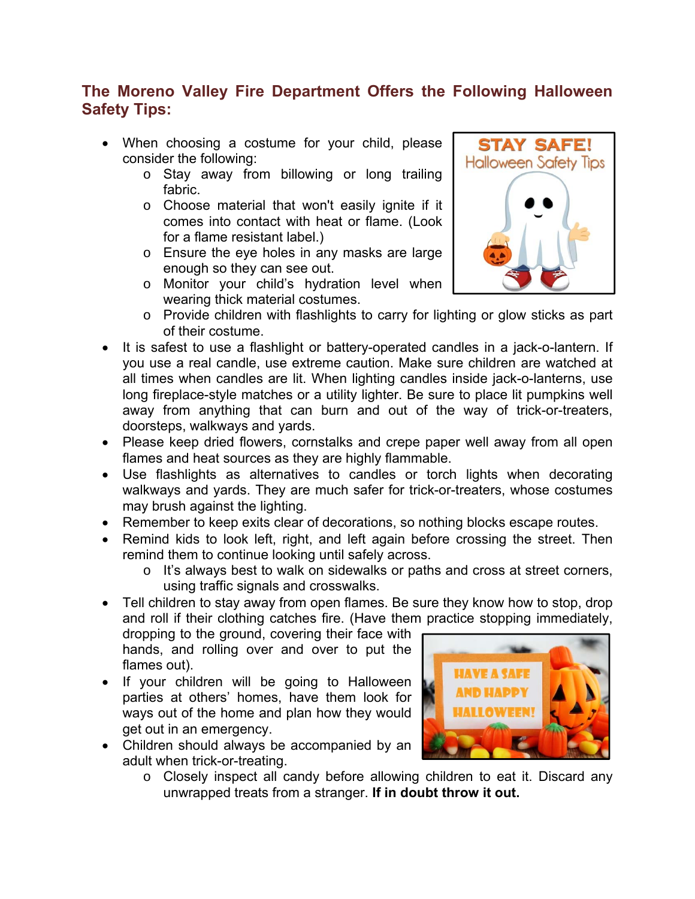## The Moreno Valley Fire Department Offers the Following Halloween Safety Tips:

- When choosing a costume for your child, please consider the following:
  - Stay away from billowing or long trailing fabric.
  - Choose material that won't easily ignite if it comes into contact with heat or flame. (Look for a flame resistant label.)
  - Ensure the eye holes in any masks are large enough so they can see out.
  - Monitor your child's hydration level when wearing thick material costumes.
  - Provide children with flashlights to carry for lighting or glow sticks as part of their costume.
- It is safest to use a flashlight or battery-operated candles in a jack-o-lantern. If you use a real candle, use extreme caution. Make sure children are watched at all times when candles are lit. When lighting candles inside jack-o-lanterns, use long fireplace-style matches or a utility lighter. Be sure to place lit pumpkins well away from anything that can burn and out of the way of trick-or-treaters, doorsteps, walkways and yards.
- Please keep dried flowers, cornstalks and crepe paper well away from all open flames and heat sources as they are highly flammable.
- Use flashlights as alternatives to candles or torch lights when decorating walkways and yards. They are much safer for trick-or-treaters, whose costumes may brush against the lighting.
- Remember to keep exits clear of decorations, so nothing blocks escape routes.
- Remind kids to look left, right, and left again before crossing the street. Then remind them to continue looking until safely across.
  - It's always best to walk on sidewalks or paths and cross at street corners, using traffic signals and crosswalks.
- Tell children to stay away from open flames. Be sure they know how to stop, drop and roll if their clothing catches fire. (Have them practice stopping immediately, dropping to the ground, covering their face with hands, and rolling over and over to put the flames out).
- If your children will be going to Halloween parties at others' homes, have them look for ways out of the home and plan how they would get out in an emergency.
- Children should always be accompanied by an adult when trick-or-treating.
  - Closely inspect all candy before allowing children to eat it. Discard any unwrapped treats from a stranger. **If in doubt throw it out.**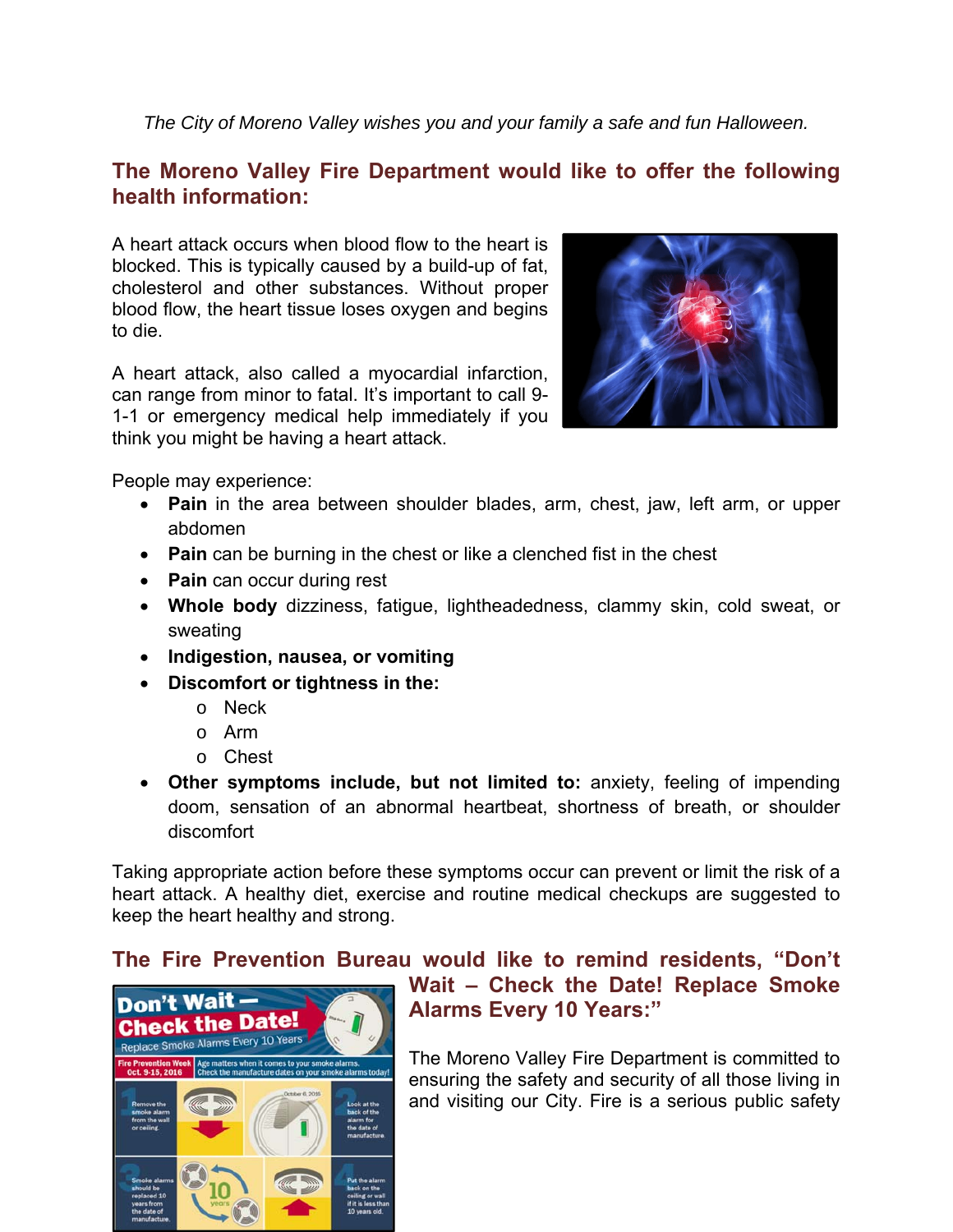*The City of Moreno Valley wishes you and your family a safe and fun Halloween.*

## The Moreno Valley Fire Department would like to offer the following health information:

A heart attack occurs when blood flow to the heart is blocked. This is typically caused by a build-up of fat, cholesterol and other substances. Without proper blood flow, the heart tissue loses oxygen and begins to die.

A heart attack, also called a myocardial infarction, can range from minor to fatal. It's important to call 9-1-1 or emergency medical help immediately if you think you might be having a heart attack.

People may experience:

- **Pain** in the area between shoulder blades, arm, chest, jaw, left arm, or upper abdomen
- **Pain** can be burning in the chest or like a clenched fist in the chest
- **Pain** can occur during rest
- **Whole body** dizziness, fatigue, lightheadedness, clammy skin, cold sweat, or sweating
- **Indigestion, nausea, or vomiting**
- **Discomfort or tightness in the:**
  - Neck
  - Arm
  - Chest
- **Other symptoms include, but not limited to:** anxiety, feeling of impending doom, sensation of an abnormal heartbeat, shortness of breath, or shoulder discomfort

Taking appropriate action before these symptoms occur can prevent or limit the risk of a heart attack. A healthy diet, exercise and routine medical checkups are suggested to keep the heart healthy and strong.

## The Fire Prevention Bureau would like to remind residents, "Don't Wait – Check the Date! Replace Smoke Alarms Every 10 Years:"

The Moreno Valley Fire Department is committed to ensuring the safety and security of all those living in and visiting our City. Fire is a serious public safety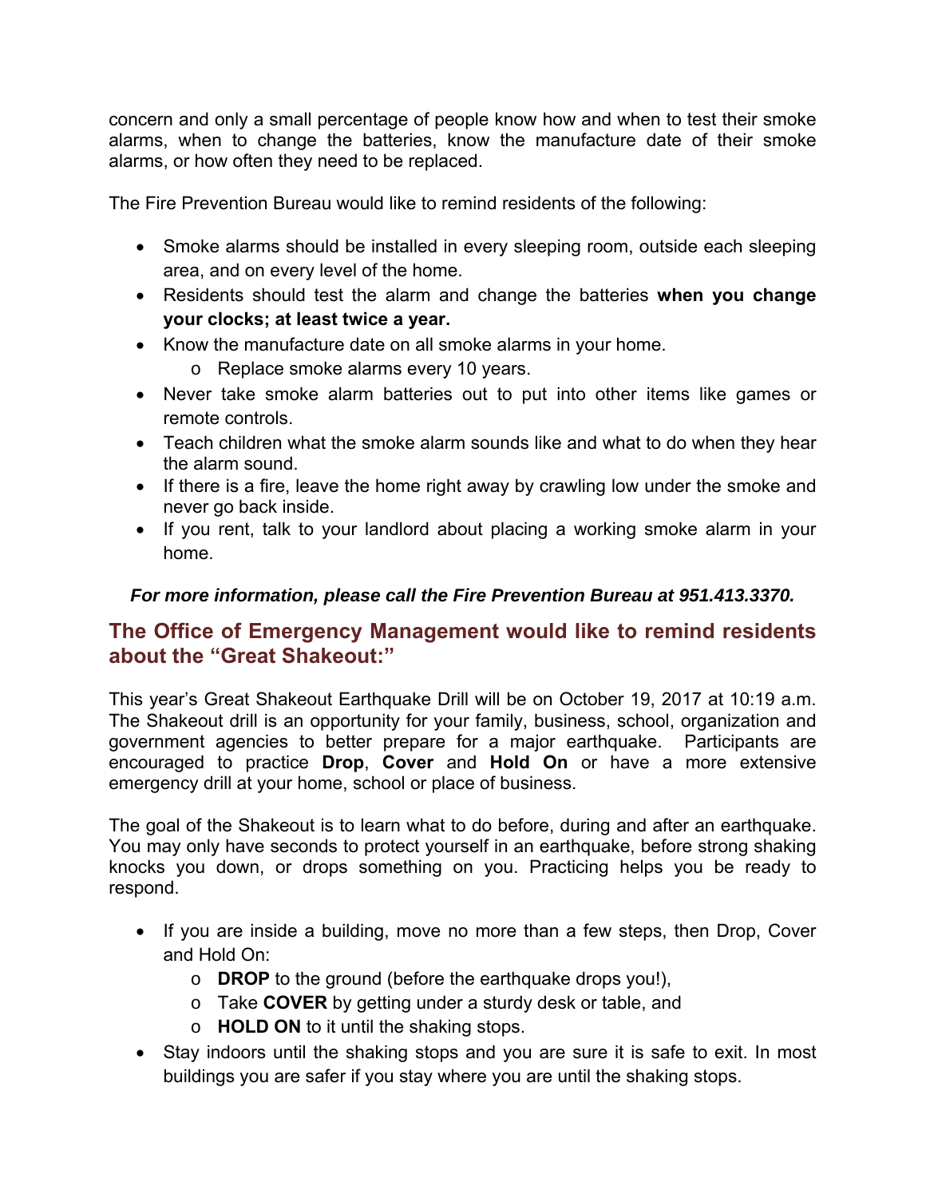concern and only a small percentage of people know how and when to test their smoke alarms, when to change the batteries, know the manufacture date of their smoke alarms, or how often they need to be replaced.

The Fire Prevention Bureau would like to remind residents of the following:

- Smoke alarms should be installed in every sleeping room, outside each sleeping area, and on every level of the home.
- Residents should test the alarm and change the batteries **when you change your clocks; at least twice a year.**
- Know the manufacture date on all smoke alarms in your home.
  - Replace smoke alarms every 10 years.
- Never take smoke alarm batteries out to put into other items like games or remote controls.
- Teach children what the smoke alarm sounds like and what to do when they hear the alarm sound.
- If there is a fire, leave the home right away by crawling low under the smoke and never go back inside.
- If you rent, talk to your landlord about placing a working smoke alarm in your home.

***For more information, please call the Fire Prevention Bureau at 951.413.3370.***

## The Office of Emergency Management would like to remind residents about the "Great Shakeout:"

This year's Great Shakeout Earthquake Drill will be on October 19, 2017 at 10:19 a.m. The Shakeout drill is an opportunity for your family, business, school, organization and government agencies to better prepare for a major earthquake. Participants are encouraged to practice **Drop**, **Cover** and **Hold On** or have a more extensive emergency drill at your home, school or place of business.

The goal of the Shakeout is to learn what to do before, during and after an earthquake. You may only have seconds to protect yourself in an earthquake, before strong shaking knocks you down, or drops something on you. Practicing helps you be ready to respond.

- If you are inside a building, move no more than a few steps, then Drop, Cover and Hold On:
  - **DROP** to the ground (before the earthquake drops you!),
  - Take **COVER** by getting under a sturdy desk or table, and
  - **HOLD ON** to it until the shaking stops.
- Stay indoors until the shaking stops and you are sure it is safe to exit. In most buildings you are safer if you stay where you are until the shaking stops.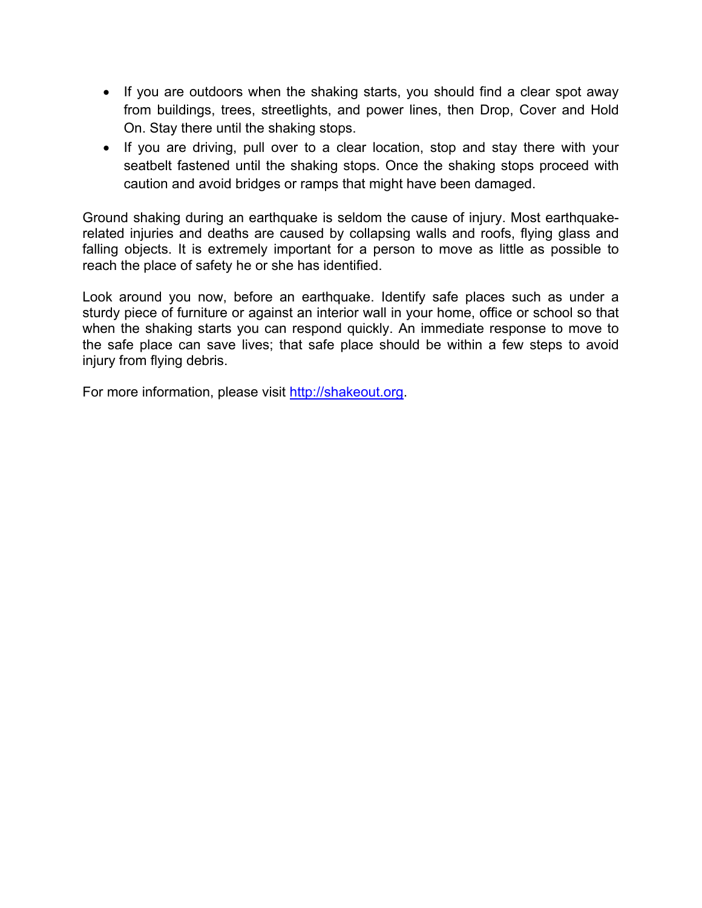- If you are outdoors when the shaking starts, you should find a clear spot away from buildings, trees, streetlights, and power lines, then Drop, Cover and Hold On. Stay there until the shaking stops.
- If you are driving, pull over to a clear location, stop and stay there with your seatbelt fastened until the shaking stops. Once the shaking stops proceed with caution and avoid bridges or ramps that might have been damaged.

Ground shaking during an earthquake is seldom the cause of injury. Most earthquake-related injuries and deaths are caused by collapsing walls and roofs, flying glass and falling objects. It is extremely important for a person to move as little as possible to reach the place of safety he or she has identified.

Look around you now, before an earthquake. Identify safe places such as under a sturdy piece of furniture or against an interior wall in your home, office or school so that when the shaking starts you can respond quickly. An immediate response to move to the safe place can save lives; that safe place should be within a few steps to avoid injury from flying debris.

For more information, please visit [http://shakeout.org](http://shakeout.org).